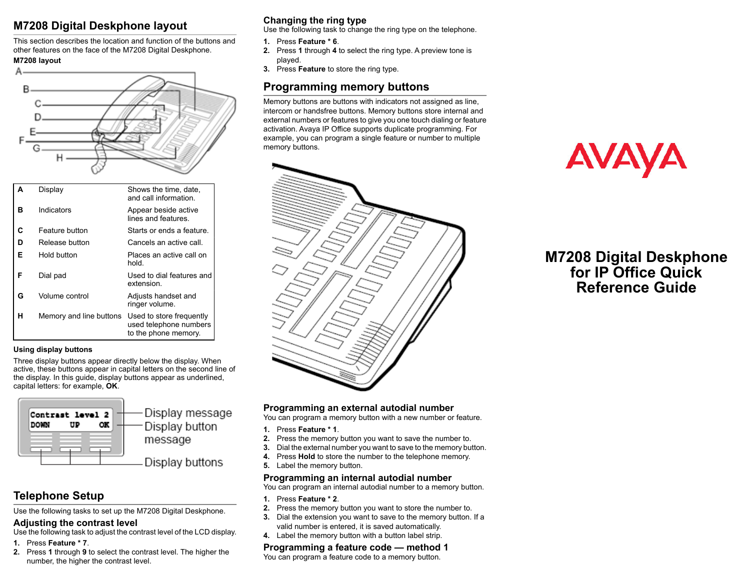# M7208 Digital Deskphone for IP Office Quick Reference Guide

## M7208 Digital Deskphone layout

This section describes the location and function of the buttons and other features on the face of the M7208 Digital Deskphone.

**M7208 layout**

| | | |
|---|---|---|
| **A** | Display | Shows the time, date, and call information. |
| **B** | Indicators | Appear beside active lines and features. |
| **C** | Feature button | Starts or ends a feature. |
| **D** | Release button | Cancels an active call. |
| **E** | Hold button | Places an active call on hold. |
| **F** | Dial pad | Used to dial features and extension. |
| **G** | Volume control | Adjusts handset and ringer volume. |
| **H** | Memory and line buttons | Used to store frequently used telephone numbers to the phone memory. |

**Using display buttons**

Three display buttons appear directly below the display. When active, these buttons appear in capital letters on the second line of the display. In this guide, display buttons appear as underlined, capital letters: for example, **OK**.

## Telephone Setup

Use the following tasks to set up the M7208 Digital Deskphone.

### Adjusting the contrast level

Use the following task to adjust the contrast level of the LCD display.

1. Press **Feature * 7**.
2. Press **1** through **9** to select the contrast level. The higher the number, the higher the contrast level.

### Changing the ring type

Use the following task to change the ring type on the telephone.

1. Press **Feature * 6**.
2. Press **1** through **4** to select the ring type. A preview tone is played.
3. Press **Feature** to store the ring type.

## Programming memory buttons

Memory buttons are buttons with indicators not assigned as line, intercom or handsfree buttons. Memory buttons store internal and external numbers or features to give you one touch dialing or feature activation. Avaya IP Office supports duplicate programming. For example, you can program a single feature or number to multiple memory buttons.

### Programming an external autodial number

You can program a memory button with a new number or feature.

1. Press **Feature * 1**.
2. Press the memory button you want to save the number to.
3. Dial the external number you want to save to the memory button.
4. Press **Hold** to store the number to the telephone memory.
5. Label the memory button.

### Programming an internal autodial number

You can program an internal autodial number to a memory button.

1. Press **Feature * 2**.
2. Press the memory button you want to store the number to.
3. Dial the extension you want to save to the memory button. If a valid number is entered, it is saved automatically.
4. Label the memory button with a button label strip.

### Programming a feature code — method 1

You can program a feature code to a memory button.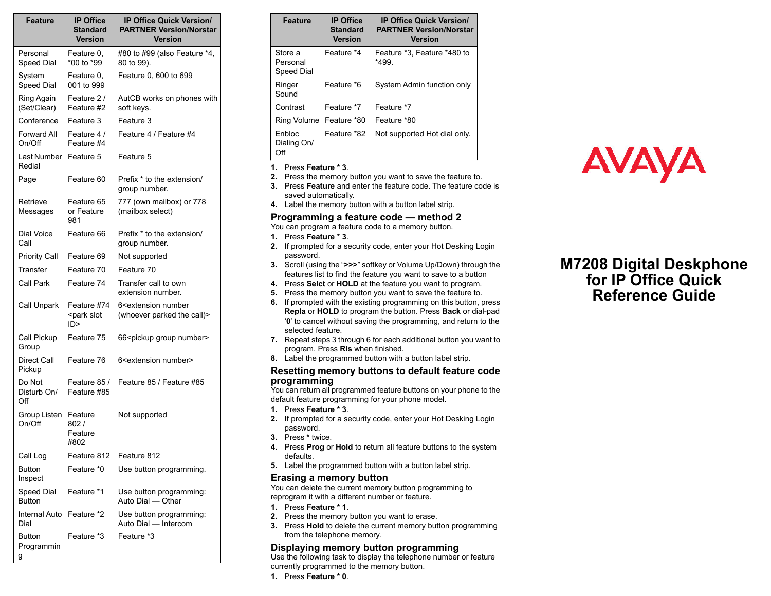| Feature | IP Office Standard Version | IP Office Quick Version/ PARTNER Version/Norstar Version |
|---|---|---|
| Personal Speed Dial | Feature 0, *00 to *99 | #80 to #99 (also Feature *4, 80 to 99). |
| System Speed Dial | Feature 0, 001 to 999 | Feature 0, 600 to 699 |
| Ring Again (Set/Clear) | Feature 2 / Feature #2 | AutCB works on phones with soft keys. |
| Conference | Feature 3 | Feature 3 |
| Forward All On/Off | Feature 4 / Feature #4 | Feature 4 / Feature #4 |
| Last Number Redial | Feature 5 | Feature 5 |
| Page | Feature 60 | Prefix * to the extension/ group number. |
| Retrieve Messages | Feature 65 or Feature 981 | 777 (own mailbox) or 778 (mailbox select) |
| Dial Voice Call | Feature 66 | Prefix * to the extension/ group number. |
| Priority Call | Feature 69 | Not supported |
| Transfer | Feature 70 | Feature 70 |
| Call Park | Feature 74 | Transfer call to own extension number. |
| Call Unpark | Feature #74 <park slot ID> | 6<extension number (whoever parked the call)> |
| Call Pickup Group | Feature 75 | 66<pickup group number> |
| Direct Call Pickup | Feature 76 | 6<extension number> |
| Do Not Disturb On/ Off | Feature 85 / Feature #85 | Feature 85 / Feature #85 |
| Group Listen On/Off | Feature 802 / Feature #802 | Not supported |
| Call Log | Feature 812 | Feature 812 |
| Button Inspect | Feature *0 | Use button programming. |
| Speed Dial Button | Feature *1 | Use button programming: Auto Dial — Other |
| Internal Auto Dial | Feature *2 | Use button programming: Auto Dial — Intercom |
| Button Programming | Feature *3 | Feature *3 |
| Store a Personal Speed Dial | Feature *4 | Feature *3, Feature *480 to *499. |
| Ringer Sound | Feature *6 | System Admin function only |
| Contrast | Feature *7 | Feature *7 |
| Ring Volume | Feature *80 | Feature *80 |
| Enbloc Dialing On/ Off | Feature *82 | Not supported Hot dial only. |

1. Press **Feature * 3**.
2. Press the memory button you want to save the feature to.
3. Press **Feature** and enter the feature code. The feature code is saved automatically.
4. Label the memory button with a button label strip.

## Programming a feature code — method 2

You can program a feature code to a memory button.

1. Press **Feature * 3**.
2. If prompted for a security code, enter your Hot Desking Login password.
3. Scroll (using the "**>>>**" softkey or Volume Up/Down) through the features list to find the feature you want to save to a button
4. Press **Selct** or **HOLD** at the feature you want to program.
5. Press the memory button you want to save the feature to.
6. If prompted with the existing programming on this button, press **Repla** or **HOLD** to program the button. Press **Back** or dial-pad '**0**' to cancel without saving the programming, and return to the selected feature.
7. Repeat steps 3 through 6 for each additional button you want to program. Press **Rls** when finished.
8. Label the programmed button with a button label strip.

## Resetting memory buttons to default feature code programming

You can return all programmed feature buttons on your phone to the default feature programming for your phone model.

1. Press **Feature * 3**.
2. If prompted for a security code, enter your Hot Desking Login password.
3. Press ***** twice.
4. Press **Prog** or **Hold** to return all feature buttons to the system defaults.
5. Label the programmed button with a button label strip.

## Erasing a memory button

You can delete the current memory button programming to reprogram it with a different number or feature.

1. Press **Feature * 1**.
2. Press the memory button you want to erase.
3. Press **Hold** to delete the current memory button programming from the telephone memory.

## Displaying memory button programming

Use the following task to display the telephone number or feature currently programmed to the memory button.

1. Press **Feature * 0**.

AVAYA

# M7208 Digital Deskphone for IP Office Quick Reference Guide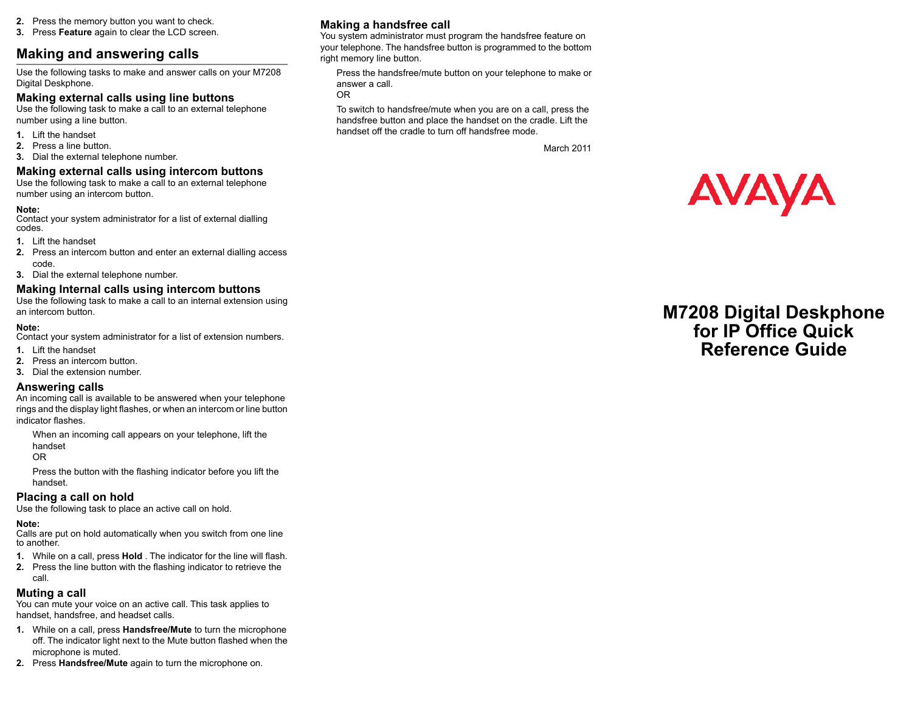2. Press the memory button you want to check.
3. Press **Feature** again to clear the LCD screen.

## Making and answering calls

Use the following tasks to make and answer calls on your M7208 Digital Deskphone.

### Making external calls using line buttons

Use the following task to make a call to an external telephone number using a line button.

1. Lift the handset
2. Press a line button.
3. Dial the external telephone number.

### Making external calls using intercom buttons

Use the following task to make a call to an external telephone number using an intercom button.

**Note:**
Contact your system administrator for a list of external dialling codes.

1. Lift the handset
2. Press an intercom button and enter an external dialling access code.
3. Dial the external telephone number.

### Making Internal calls using intercom buttons

Use the following task to make a call to an internal extension using an intercom button.

**Note:**
Contact your system administrator for a list of extension numbers.

1. Lift the handset
2. Press an intercom button.
3. Dial the extension number.

### Answering calls

An incoming call is available to be answered when your telephone rings and the display light flashes, or when an intercom or line button indicator flashes.

When an incoming call appears on your telephone, lift the handset
OR

Press the button with the flashing indicator before you lift the handset.

### Placing a call on hold

Use the following task to place an active call on hold.

**Note:**
Calls are put on hold automatically when you switch from one line to another.

1. While on a call, press **Hold** . The indicator for the line will flash.
2. Press the line button with the flashing indicator to retrieve the call.

### Muting a call

You can mute your voice on an active call. This task applies to handset, handsfree, and headset calls.

1. While on a call, press **Handsfree/Mute** to turn the microphone off. The indicator light next to the Mute button flashed when the microphone is muted.
2. Press **Handsfree/Mute** again to turn the microphone on.

### Making a handsfree call

You system administrator must program the handsfree feature on your telephone. The handsfree button is programmed to the bottom right memory line button.

Press the handsfree/mute button on your telephone to make or answer a call.
OR

To switch to handsfree/mute when you are on a call, press the handsfree button and place the handset on the cradle. Lift the handset off the cradle to turn off handsfree mode.

March 2011

AVAYA

# M7208 Digital Deskphone for IP Office Quick Reference Guide